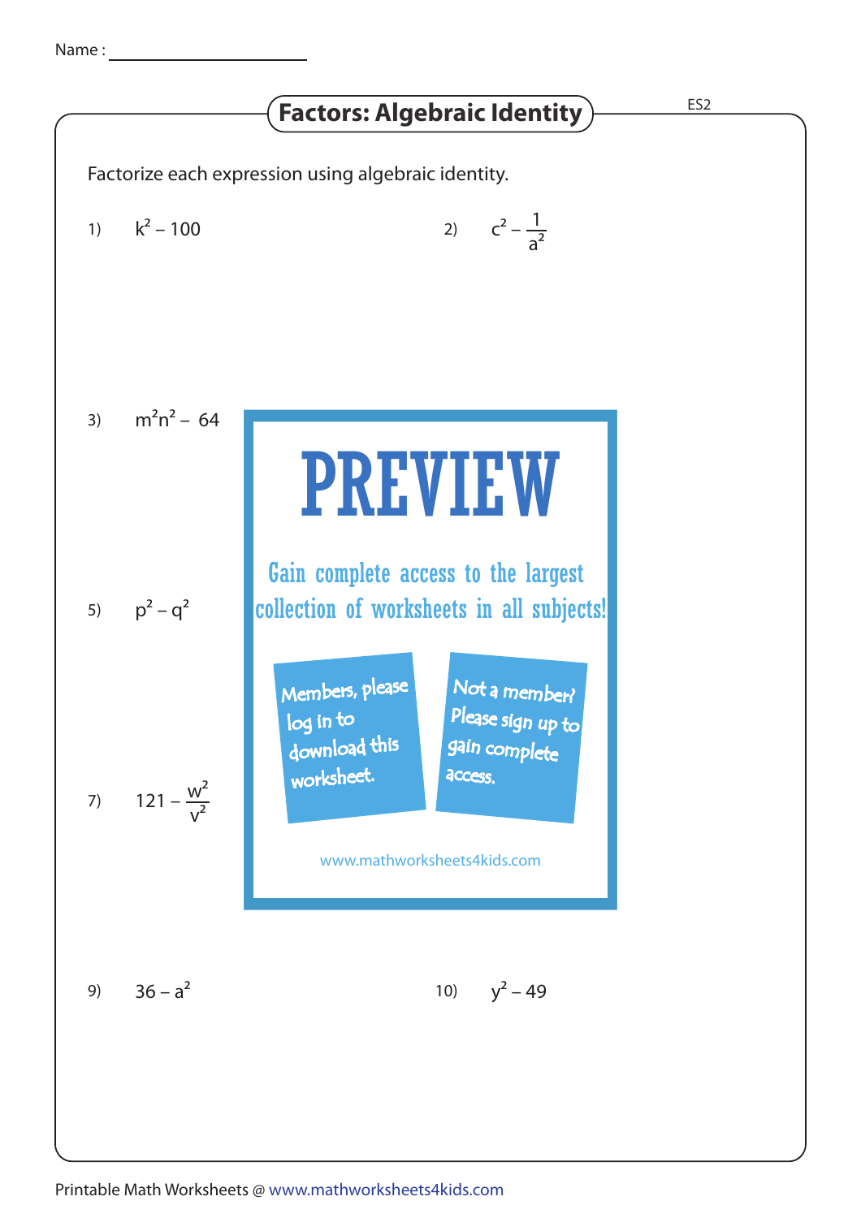Name :

# Factors: Algebraic Identity

ES2

Factorize each expression using algebraic identity.

1) $k^2 - 100$

2) $c^2 - \frac{1}{a^2}$

3) $m^2n^2 - 64$

5) $p^2 - q^2$

7) $121 - \frac{w^2}{v^2}$

PREVIEW

Gain complete access to the largest collection of worksheets in all subjects!

Members, please log in to download this worksheet.

Not a member? Please sign up to gain complete access.

www.mathworksheets4kids.com

9) $36 - a^2$

10) $y^2 - 49$

Printable Math Worksheets @ www.mathworksheets4kids.com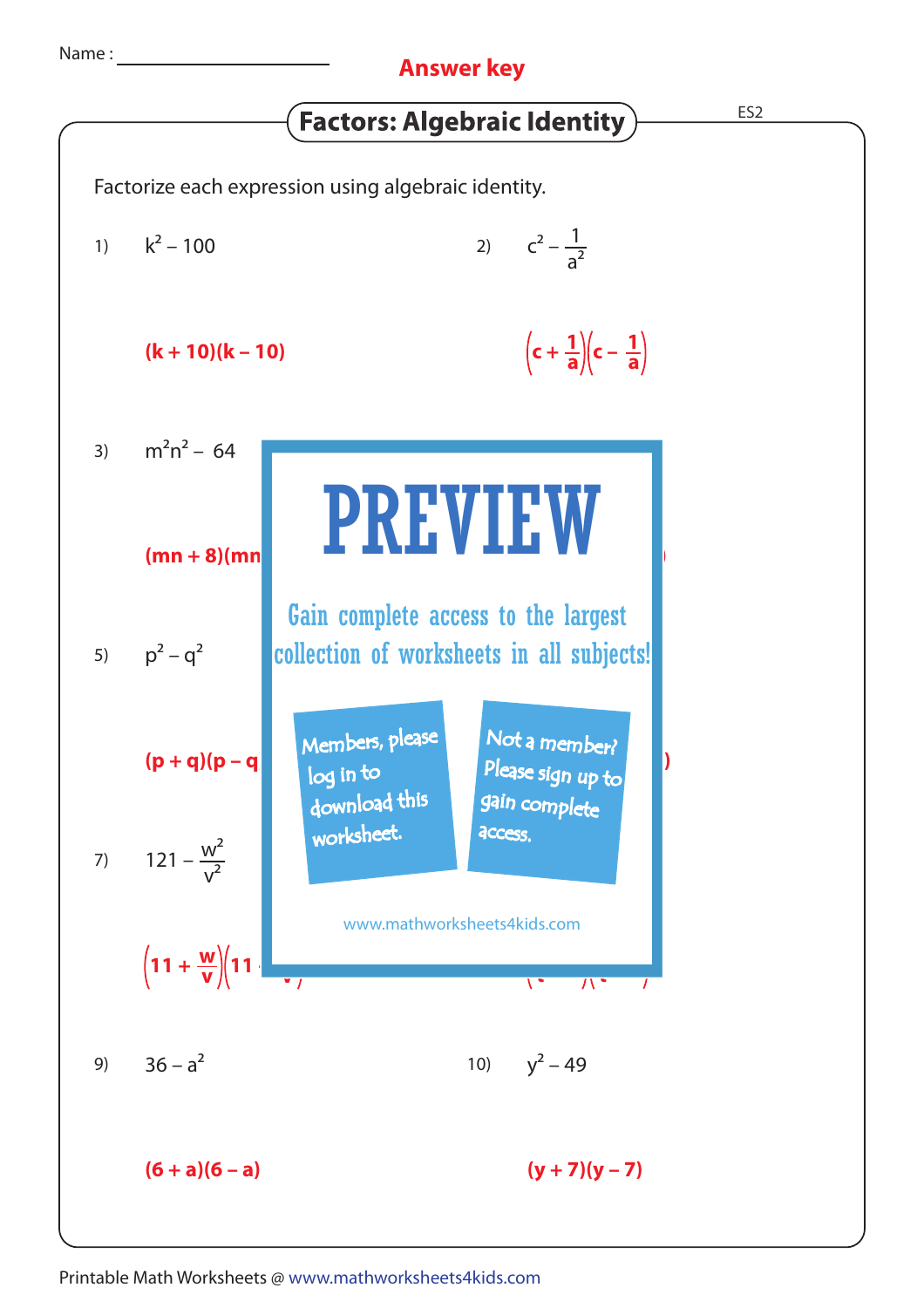Name : ____________________

**Answer key**

# Factors: Algebraic Identity

ES2

Factorize each expression using algebraic identity.

1) $k^2 - 100$

**$(k + 10)(k - 10)$**

2) $c^2 - \frac{1}{a^2}$

**$\left(c + \frac{1}{a}\right)\left(c - \frac{1}{a}\right)$**

3) $m^2n^2 - 64$

**$(mn + 8)(mn$**

PREVIEW

Gain complete access to the largest collection of worksheets in all subjects!

Members, please log in to download this worksheet.

Not a member? Please sign up to gain complete access.

www.mathworksheets4kids.com

5) $p^2 - q^2$

**$(p + q)(p - q$**

7) $121 - \frac{w^2}{v^2}$

**$\left(11 + \frac{w}{v}\right)\left(11$**

9) $36 - a^2$

**$(6 + a)(6 - a)$**

10) $y^2 - 49$

**$(y + 7)(y - 7)$**

Printable Math Worksheets @ www.mathworksheets4kids.com